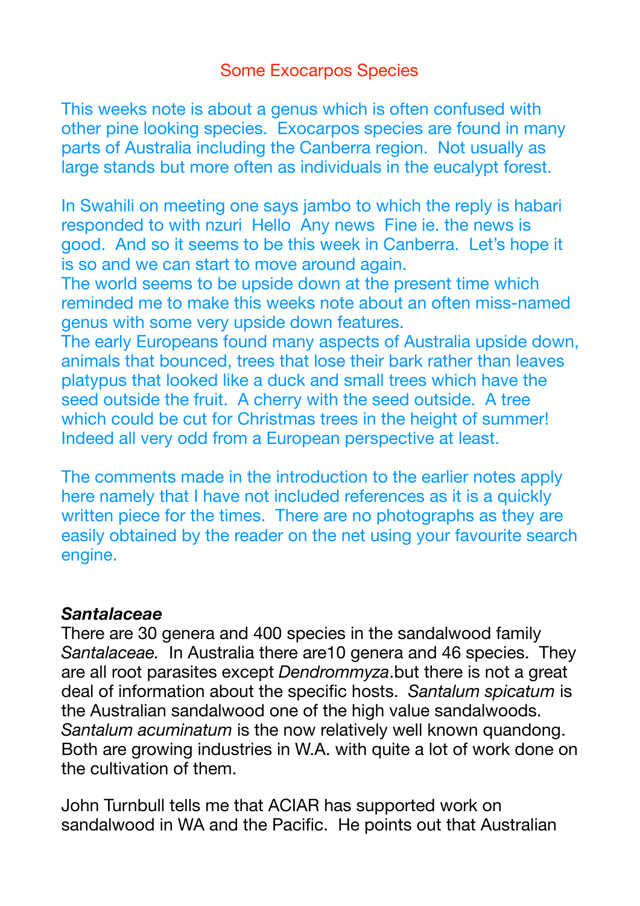# Some Exocarpos Species

This weeks note is about a genus which is often confused with other pine looking species. Exocarpos species are found in many parts of Australia including the Canberra region. Not usually as large stands but more often as individuals in the eucalypt forest.

In Swahili on meeting one says jambo to which the reply is habari responded to with nzuri Hello Any news Fine ie. the news is good. And so it seems to be this week in Canberra. Let's hope it is so and we can start to move around again.
The world seems to be upside down at the present time which reminded me to make this weeks note about an often miss-named genus with some very upside down features.
The early Europeans found many aspects of Australia upside down, animals that bounced, trees that lose their bark rather than leaves platypus that looked like a duck and small trees which have the seed outside the fruit. A cherry with the seed outside. A tree which could be cut for Christmas trees in the height of summer! Indeed all very odd from a European perspective at least.

The comments made in the introduction to the earlier notes apply here namely that I have not included references as it is a quickly written piece for the times. There are no photographs as they are easily obtained by the reader on the net using your favourite search engine.

### *Santalaceae*

There are 30 genera and 400 species in the sandalwood family *Santalaceae.* In Australia there are10 genera and 46 species. They are all root parasites except *Dendrommyza*.but there is not a great deal of information about the specific hosts. *Santalum spicatum* is the Australian sandalwood one of the high value sandalwoods. *Santalum acuminatum* is the now relatively well known quandong. Both are growing industries in W.A. with quite a lot of work done on the cultivation of them.

John Turnbull tells me that ACIAR has supported work on sandalwood in WA and the Pacific. He points out that Australian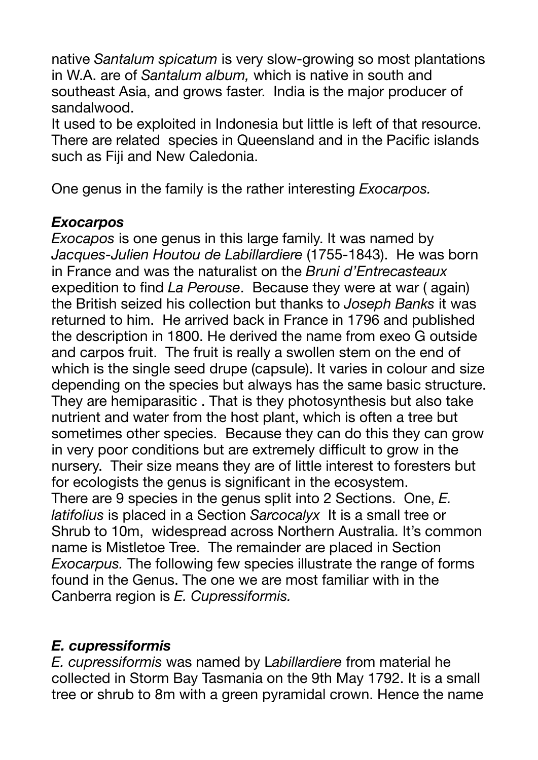native *Santalum spicatum* is very slow-growing so most plantations in W.A. are of *Santalum album,* which is native in south and southeast Asia, and grows faster. India is the major producer of sandalwood.
It used to be exploited in Indonesia but little is left of that resource. There are related species in Queensland and in the Pacific islands such as Fiji and New Caledonia.

One genus in the family is the rather interesting *Exocarpos.*

### *Exocarpos*

*Exocapos* is one genus in this large family. It was named by *Jacques-Julien Houtou de Labillardiere* (1755-1843). He was born in France and was the naturalist on the *Bruni d'Entrecasteaux* expedition to find *La Perouse*. Because they were at war ( again) the British seized his collection but thanks to *Joseph Banks* it was returned to him. He arrived back in France in 1796 and published the description in 1800. He derived the name from exeo G outside and carpos fruit. The fruit is really a swollen stem on the end of which is the single seed drupe (capsule). It varies in colour and size depending on the species but always has the same basic structure. They are hemiparasitic . That is they photosynthesis but also take nutrient and water from the host plant, which is often a tree but sometimes other species. Because they can do this they can grow in very poor conditions but are extremely difficult to grow in the nursery. Their size means they are of little interest to foresters but for ecologists the genus is significant in the ecosystem.
There are 9 species in the genus split into 2 Sections. One, *E. latifolius* is placed in a Section *Sarcocalyx* It is a small tree or Shrub to 10m, widespread across Northern Australia. It's common name is Mistletoe Tree. The remainder are placed in Section *Exocarpus.* The following few species illustrate the range of forms found in the Genus. The one we are most familiar with in the Canberra region is *E. Cupressiformis.*

### *E. cupressiformis*

*E. cupressiformis* was named by L*abillardiere* from material he collected in Storm Bay Tasmania on the 9th May 1792. It is a small tree or shrub to 8m with a green pyramidal crown. Hence the name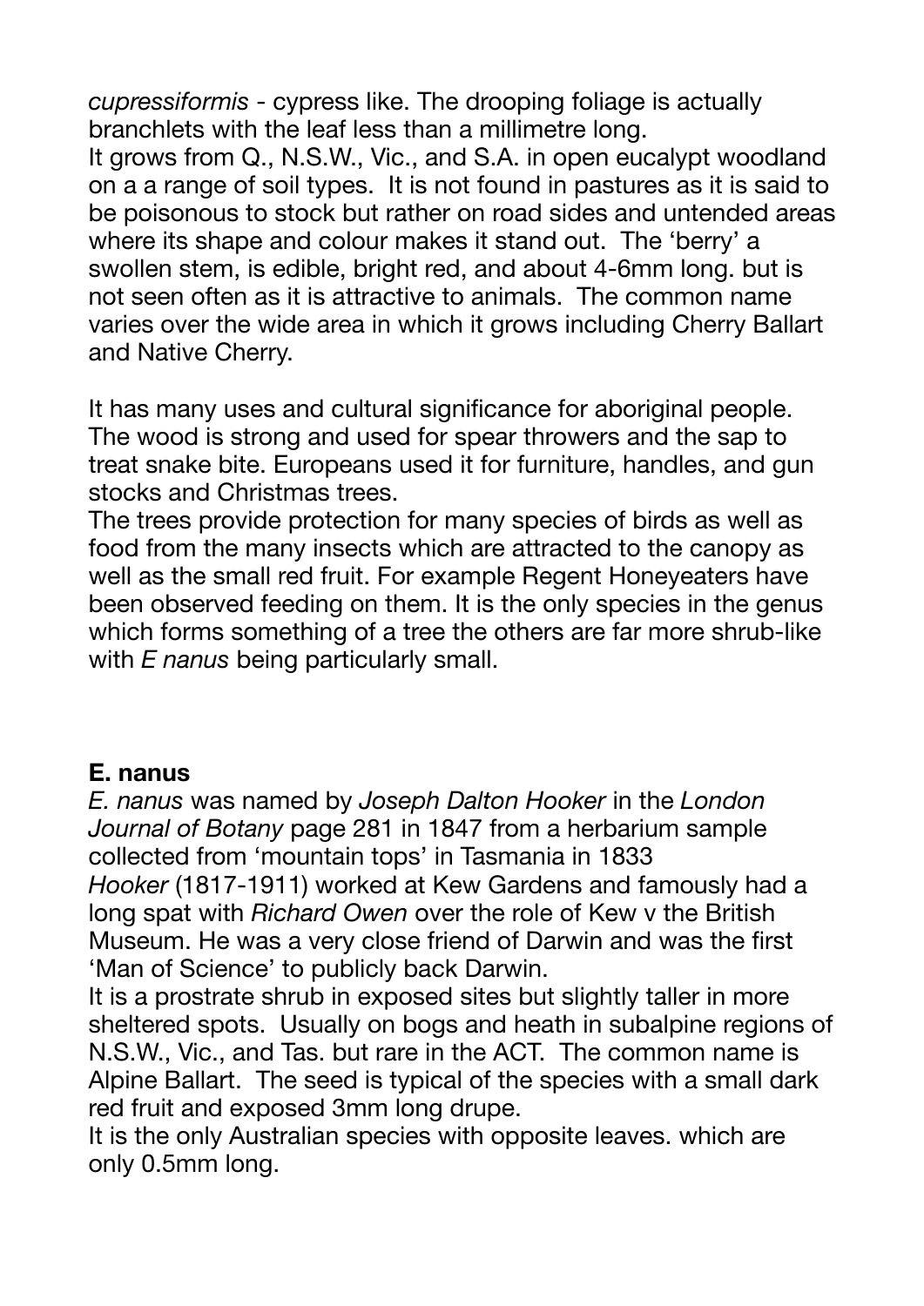*cupressiformis* - cypress like. The drooping foliage is actually branchlets with the leaf less than a millimetre long.
It grows from Q., N.S.W., Vic., and S.A. in open eucalypt woodland on a a range of soil types. It is not found in pastures as it is said to be poisonous to stock but rather on road sides and untended areas where its shape and colour makes it stand out. The 'berry' a swollen stem, is edible, bright red, and about 4-6mm long. but is not seen often as it is attractive to animals. The common name varies over the wide area in which it grows including Cherry Ballart and Native Cherry.

It has many uses and cultural significance for aboriginal people. The wood is strong and used for spear throwers and the sap to treat snake bite. Europeans used it for furniture, handles, and gun stocks and Christmas trees.
The trees provide protection for many species of birds as well as food from the many insects which are attracted to the canopy as well as the small red fruit. For example Regent Honeyeaters have been observed feeding on them. It is the only species in the genus which forms something of a tree the others are far more shrub-like with *E nanus* being particularly small.

**E. nanus**

*E. nanus* was named by *Joseph Dalton Hooker* in the *London Journal of Botany* page 281 in 1847 from a herbarium sample collected from 'mountain tops' in Tasmania in 1833
*Hooker* (1817-1911) worked at Kew Gardens and famously had a long spat with *Richard Owen* over the role of Kew v the British Museum. He was a very close friend of Darwin and was the first 'Man of Science' to publicly back Darwin.
It is a prostrate shrub in exposed sites but slightly taller in more sheltered spots. Usually on bogs and heath in subalpine regions of N.S.W., Vic., and Tas. but rare in the ACT. The common name is Alpine Ballart. The seed is typical of the species with a small dark red fruit and exposed 3mm long drupe.
It is the only Australian species with opposite leaves. which are only 0.5mm long.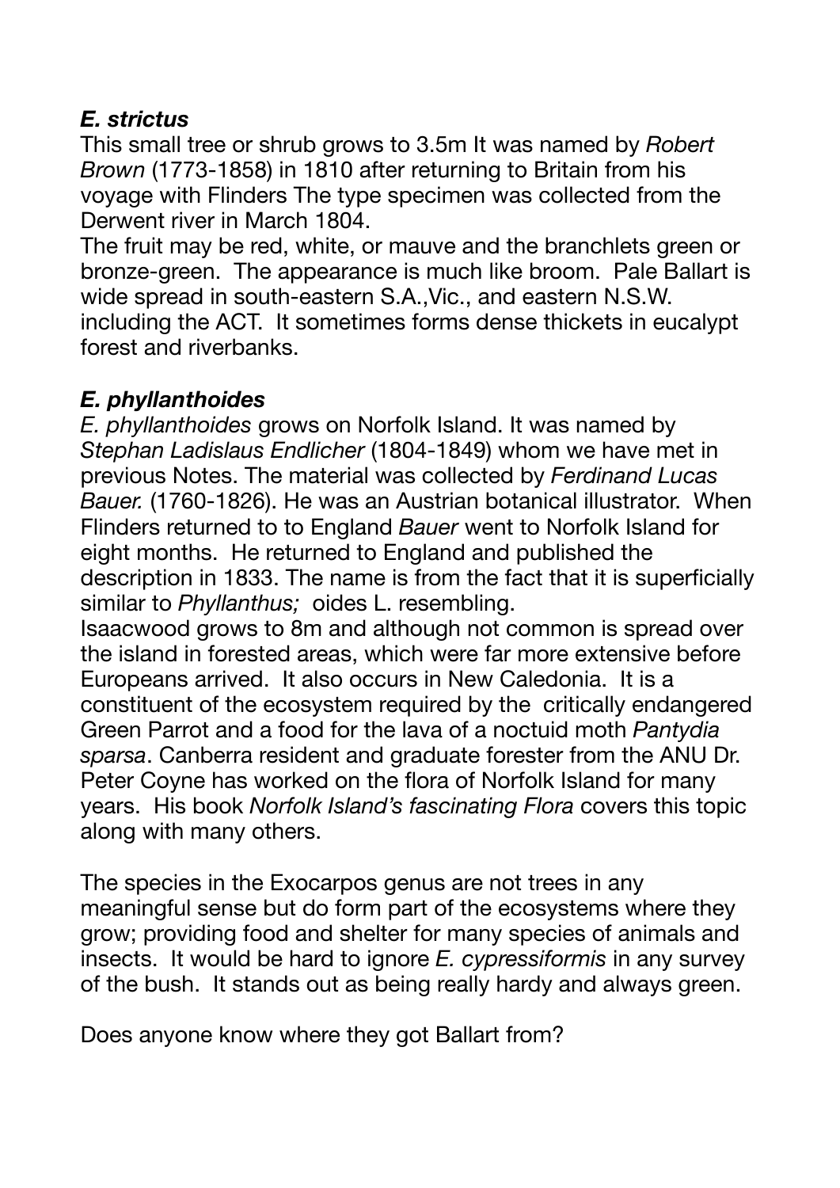### *E. strictus*

This small tree or shrub grows to 3.5m It was named by *Robert Brown* (1773-1858) in 1810 after returning to Britain from his voyage with Flinders The type specimen was collected from the Derwent river in March 1804.

The fruit may be red, white, or mauve and the branchlets green or bronze-green. The appearance is much like broom. Pale Ballart is wide spread in south-eastern S.A.,Vic., and eastern N.S.W. including the ACT. It sometimes forms dense thickets in eucalypt forest and riverbanks.

### *E. phyllanthoides*

*E. phyllanthoides* grows on Norfolk Island. It was named by *Stephan Ladislaus Endlicher* (1804-1849) whom we have met in previous Notes. The material was collected by *Ferdinand Lucas Bauer.* (1760-1826). He was an Austrian botanical illustrator. When Flinders returned to to England *Bauer* went to Norfolk Island for eight months. He returned to England and published the description in 1833. The name is from the fact that it is superficially similar to *Phyllanthus;* oides L. resembling.

Isaacwood grows to 8m and although not common is spread over the island in forested areas, which were far more extensive before Europeans arrived. It also occurs in New Caledonia. It is a constituent of the ecosystem required by the critically endangered Green Parrot and a food for the lava of a noctuid moth *Pantydia sparsa*. Canberra resident and graduate forester from the ANU Dr. Peter Coyne has worked on the flora of Norfolk Island for many years. His book *Norfolk Island's fascinating Flora* covers this topic along with many others.

The species in the Exocarpos genus are not trees in any meaningful sense but do form part of the ecosystems where they grow; providing food and shelter for many species of animals and insects. It would be hard to ignore *E. cypressiformis* in any survey of the bush. It stands out as being really hardy and always green.

Does anyone know where they got Ballart from?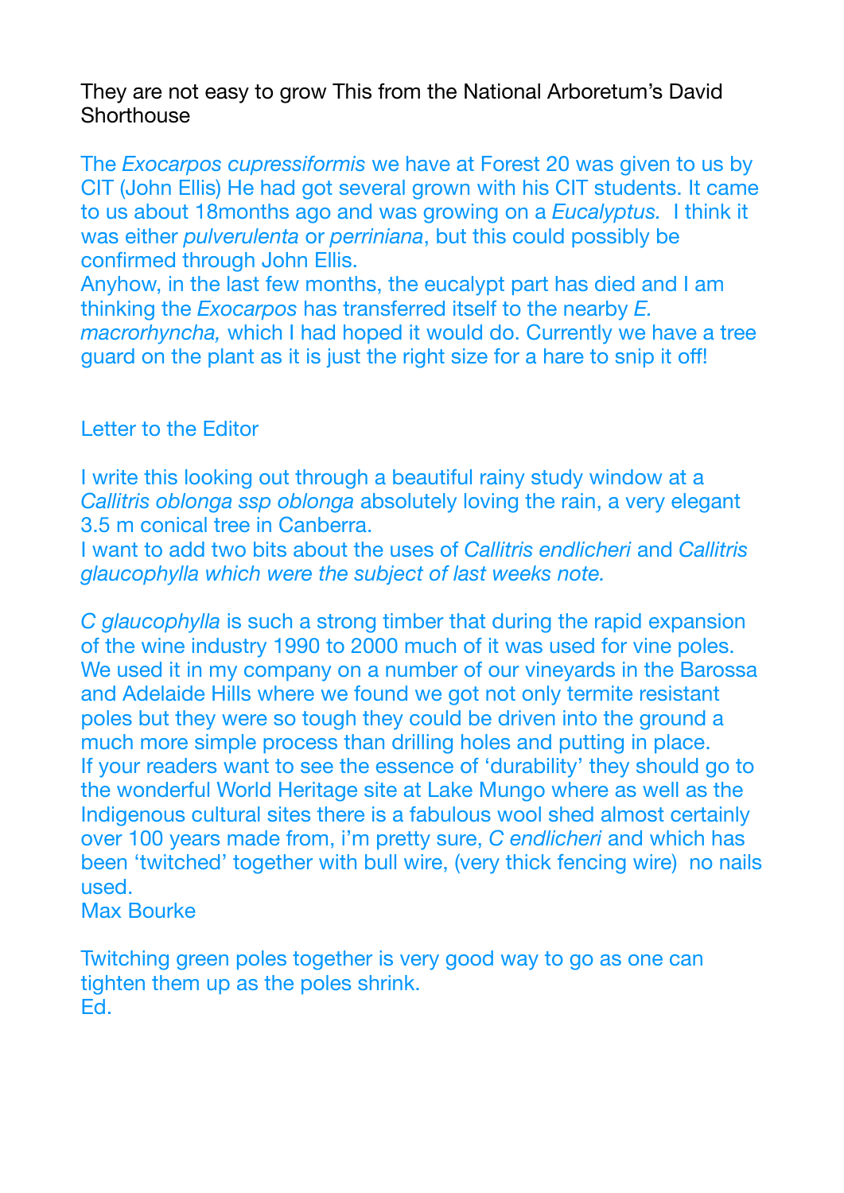They are not easy to grow This from the National Arboretum's David Shorthouse

The *Exocarpos cupressiformis* we have at Forest 20 was given to us by CIT (John Ellis) He had got several grown with his CIT students. It came to us about 18months ago and was growing on a *Eucalyptus.* I think it was either *pulverulenta* or *perriniana*, but this could possibly be confirmed through John Ellis.
Anyhow, in the last few months, the eucalypt part has died and I am thinking the *Exocarpos* has transferred itself to the nearby *E. macrorhyncha,* which I had hoped it would do. Currently we have a tree guard on the plant as it is just the right size for a hare to snip it off!

Letter to the Editor

I write this looking out through a beautiful rainy study window at a *Callitris oblonga ssp oblonga* absolutely loving the rain, a very elegant 3.5 m conical tree in Canberra.
I want to add two bits about the uses of *Callitris endlicheri* and *Callitris glaucophylla which were the subject of last weeks note.*

*C glaucophylla* is such a strong timber that during the rapid expansion of the wine industry 1990 to 2000 much of it was used for vine poles. We used it in my company on a number of our vineyards in the Barossa and Adelaide Hills where we found we got not only termite resistant poles but they were so tough they could be driven into the ground a much more simple process than drilling holes and putting in place.
If your readers want to see the essence of 'durability' they should go to the wonderful World Heritage site at Lake Mungo where as well as the Indigenous cultural sites there is a fabulous wool shed almost certainly over 100 years made from, i'm pretty sure, *C endlicheri* and which has been 'twitched' together with bull wire, (very thick fencing wire) no nails used.
Max Bourke

Twitching green poles together is very good way to go as one can tighten them up as the poles shrink.
Ed.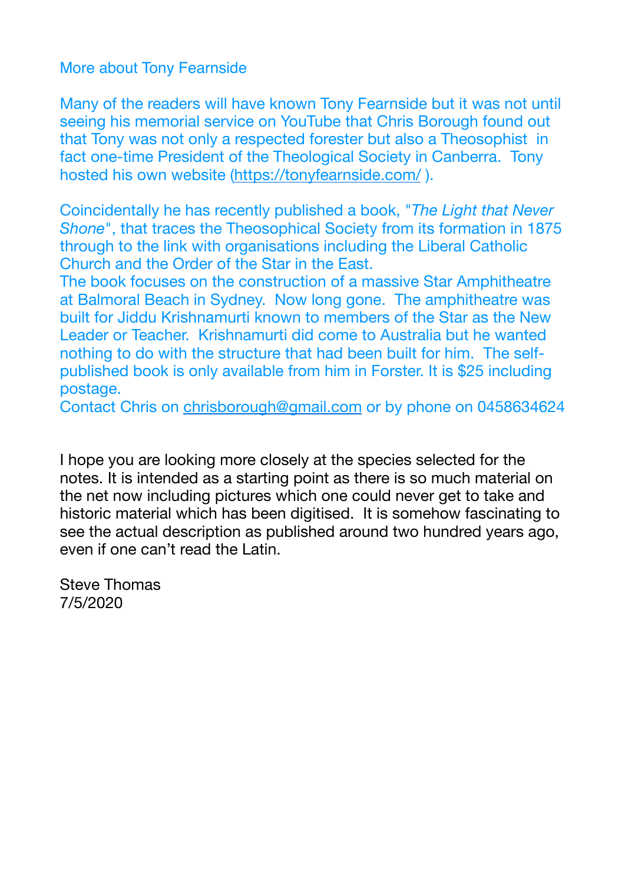## More about Tony Fearnside

Many of the readers will have known Tony Fearnside but it was not until seeing his memorial service on YouTube that Chris Borough found out that Tony was not only a respected forester but also a Theosophist in fact one-time President of the Theological Society in Canberra. Tony hosted his own website (https://tonyfearnside.com/ ).

Coincidentally he has recently published a book, "*The Light that Never Shone*", that traces the Theosophical Society from its formation in 1875 through to the link with organisations including the Liberal Catholic Church and the Order of the Star in the East.
The book focuses on the construction of a massive Star Amphitheatre at Balmoral Beach in Sydney. Now long gone. The amphitheatre was built for Jiddu Krishnamurti known to members of the Star as the New Leader or Teacher. Krishnamurti did come to Australia but he wanted nothing to do with the structure that had been built for him. The self-published book is only available from him in Forster. It is $25 including postage.
Contact Chris on chrisborough@gmail.com or by phone on 0458634624

I hope you are looking more closely at the species selected for the notes. It is intended as a starting point as there is so much material on the net now including pictures which one could never get to take and historic material which has been digitised. It is somehow fascinating to see the actual description as published around two hundred years ago, even if one can't read the Latin.

Steve Thomas
7/5/2020